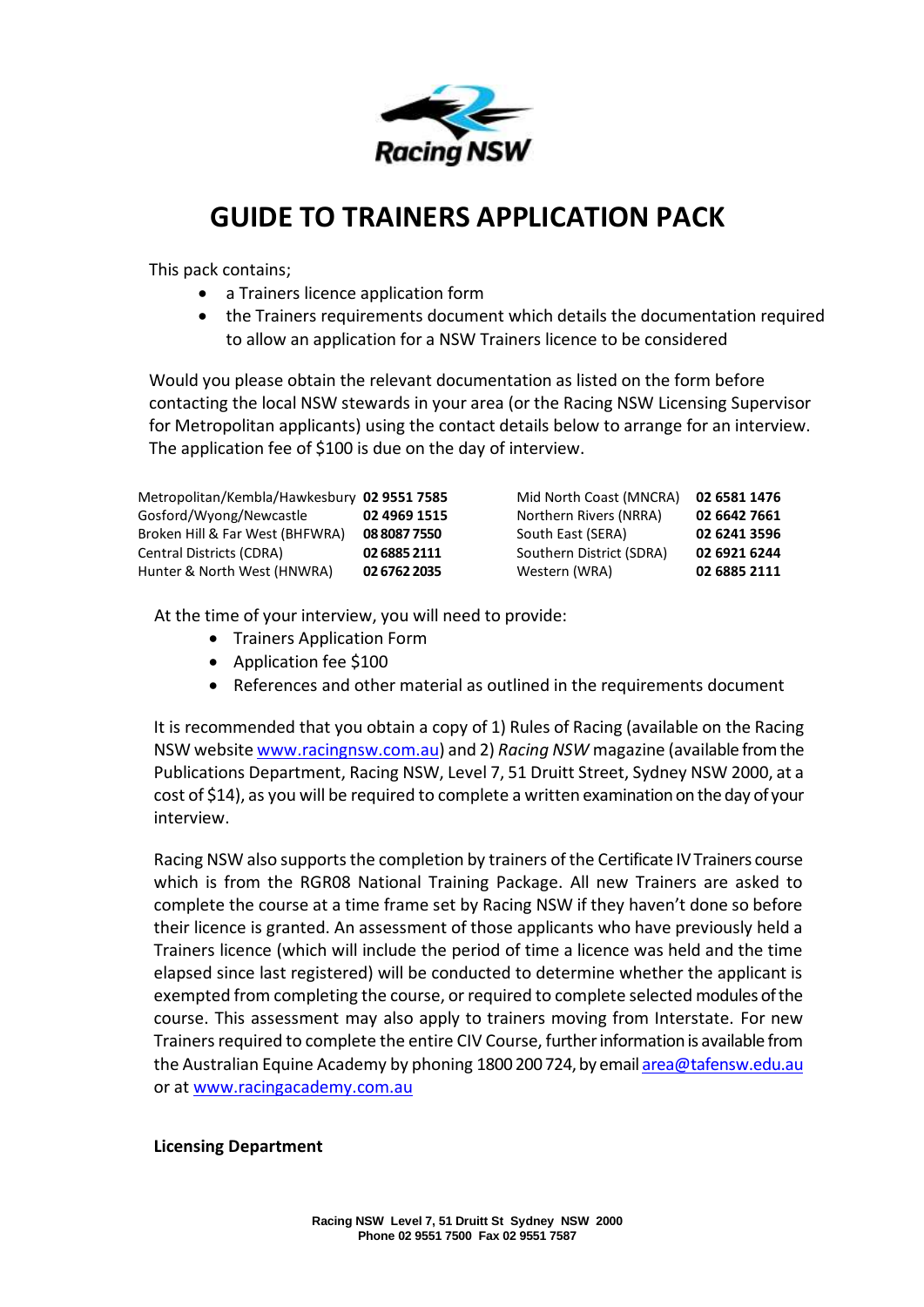# GUIDE TO TRAINERS APPLICATION PACK

This pack contains;

- a Trainers licence application form
- the Trainers requirements document which details the documentation required to allow an application for a NSW Trainers licence to be considered

Would you please obtain the relevant documentation as listed on the form before contacting the local NSW stewards in your area (or the Racing NSW Licensing Supervisor for Metropolitan applicants) using the contact details below to arrange for an interview. The application fee of $100 is due on the day of interview.

| | | | |
|---|---|---|---|
| Metropolitan/Kembla/Hawkesbury | **02 9551 7585** | Mid North Coast (MNCRA) | **02 6581 1476** |
| Gosford/Wyong/Newcastle | **02 4969 1515** | Northern Rivers (NRRA) | **02 6642 7661** |
| Broken Hill & Far West (BHFWRA) | **08 8087 7550** | South East (SERA) | **02 6241 3596** |
| Central Districts (CDRA) | **02 6885 2111** | Southern District (SDRA) | **02 6921 6244** |
| Hunter & North West (HNWRA) | **02 6762 2035** | Western (WRA) | **02 6885 2111** |

At the time of your interview, you will need to provide:

- Trainers Application Form
- Application fee $100
- References and other material as outlined in the requirements document

It is recommended that you obtain a copy of 1) Rules of Racing (available on the Racing NSW website www.racingnsw.com.au) and 2) *Racing NSW* magazine (available from the Publications Department, Racing NSW, Level 7, 51 Druitt Street, Sydney NSW 2000, at a cost of $14), as you will be required to complete a written examination on the day of your interview.

Racing NSW also supports the completion by trainers of the Certificate IV Trainers course which is from the RGR08 National Training Package. All new Trainers are asked to complete the course at a time frame set by Racing NSW if they haven't done so before their licence is granted. An assessment of those applicants who have previously held a Trainers licence (which will include the period of time a licence was held and the time elapsed since last registered) will be conducted to determine whether the applicant is exempted from completing the course, or required to complete selected modules of the course. This assessment may also apply to trainers moving from Interstate. For new Trainers required to complete the entire CIV Course, further information is available from the Australian Equine Academy by phoning 1800 200 724, by email area@tafensw.edu.au or at www.racingacademy.com.au

**Licensing Department**

**Racing NSW Level 7, 51 Druitt St Sydney NSW 2000**
**Phone 02 9551 7500 Fax 02 9551 7587**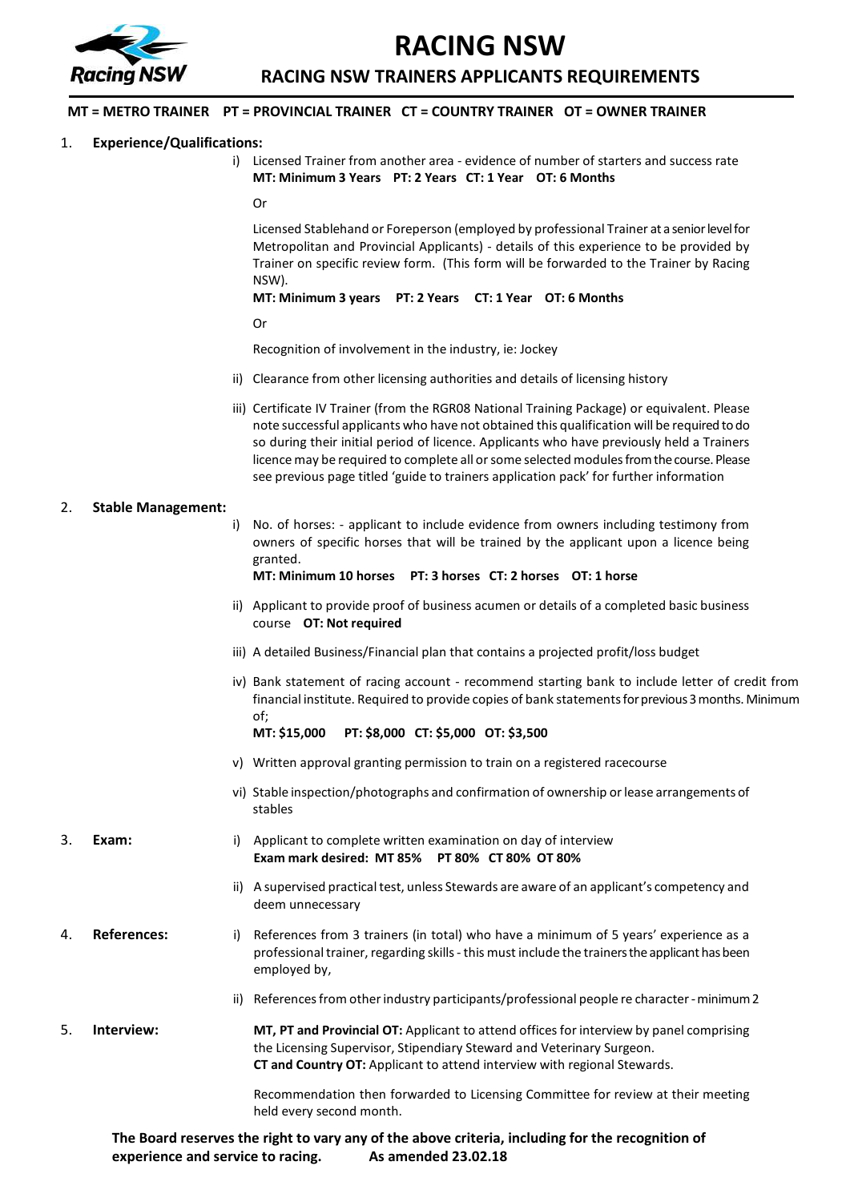# RACING NSW

## RACING NSW TRAINERS APPLICANTS REQUIREMENTS

**MT = METRO TRAINER PT = PROVINCIAL TRAINER CT = COUNTRY TRAINER OT = OWNER TRAINER**

1. **Experience/Qualifications:**

   i) Licensed Trainer from another area - evidence of number of starters and success rate
   **MT: Minimum 3 Years PT: 2 Years CT: 1 Year OT: 6 Months**

   Or

   Licensed Stablehand or Foreperson (employed by professional Trainer at a senior level for Metropolitan and Provincial Applicants) - details of this experience to be provided by Trainer on specific review form. (This form will be forwarded to the Trainer by Racing NSW).
   **MT: Minimum 3 years PT: 2 Years CT: 1 Year OT: 6 Months**

   Or

   Recognition of involvement in the industry, ie: Jockey

   ii) Clearance from other licensing authorities and details of licensing history

   iii) Certificate IV Trainer (from the RGR08 National Training Package) or equivalent. Please note successful applicants who have not obtained this qualification will be required to do so during their initial period of licence. Applicants who have previously held a Trainers licence may be required to complete all or some selected modules from the course. Please see previous page titled 'guide to trainers application pack' for further information

2. **Stable Management:**

   i) No. of horses: - applicant to include evidence from owners including testimony from owners of specific horses that will be trained by the applicant upon a licence being granted.
   **MT: Minimum 10 horses PT: 3 horses CT: 2 horses OT: 1 horse**

   ii) Applicant to provide proof of business acumen or details of a completed basic business course **OT: Not required**

   iii) A detailed Business/Financial plan that contains a projected profit/loss budget

   iv) Bank statement of racing account - recommend starting bank to include letter of credit from financial institute. Required to provide copies of bank statements for previous 3 months. Minimum of;
   **MT: $15,000 PT: $8,000 CT: $5,000 OT: $3,500**

   v) Written approval granting permission to train on a registered racecourse

   vi) Stable inspection/photographs and confirmation of ownership or lease arrangements of stables

3. **Exam:**

   i) Applicant to complete written examination on day of interview
   **Exam mark desired: MT 85% PT 80% CT 80% OT 80%**

   ii) A supervised practical test, unless Stewards are aware of an applicant's competency and deem unnecessary

4. **References:**

   i) References from 3 trainers (in total) who have a minimum of 5 years' experience as a professional trainer, regarding skills - this must include the trainers the applicant has been employed by,

   ii) References from other industry participants/professional people re character - minimum 2

5. **Interview:**

   **MT, PT and Provincial OT:** Applicant to attend offices for interview by panel comprising the Licensing Supervisor, Stipendiary Steward and Veterinary Surgeon.
   **CT and Country OT:** Applicant to attend interview with regional Stewards.

   Recommendation then forwarded to Licensing Committee for review at their meeting held every second month.

**The Board reserves the right to vary any of the above criteria, including for the recognition of experience and service to racing. As amended 23.02.18**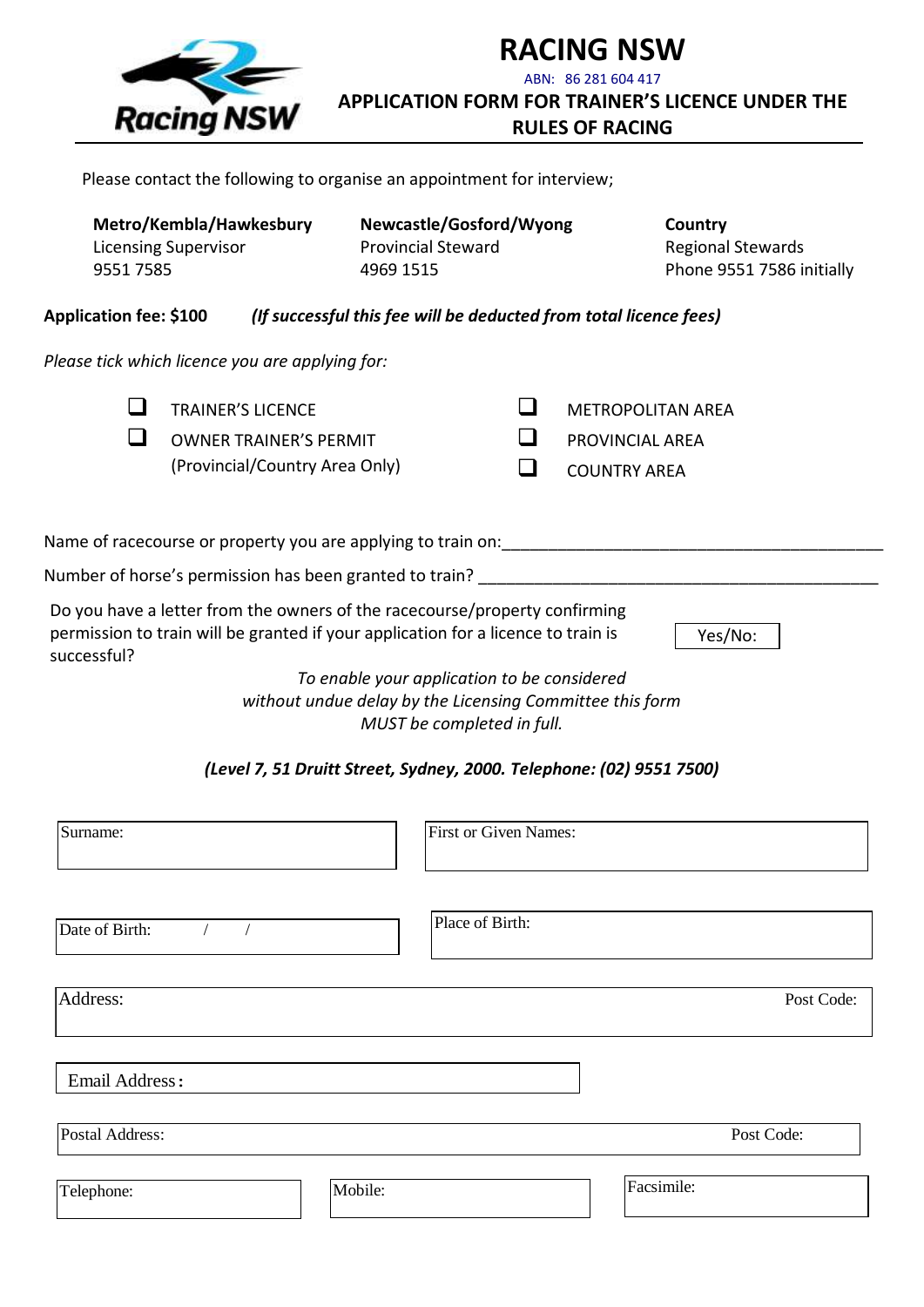# RACING NSW

ABN: 86 281 604 417

## APPLICATION FORM FOR TRAINER'S LICENCE UNDER THE RULES OF RACING

Please contact the following to organise an appointment for interview;

| **Metro/Kembla/Hawkesbury** | **Newcastle/Gosford/Wyong** | **Country** |
|---|---|---|
| Licensing Supervisor | Provincial Steward | Regional Stewards |
| 9551 7585 | 4969 1515 | Phone 9551 7586 initially |

**Application fee: $100** ***(If successful this fee will be deducted from total licence fees)***

*Please tick which licence you are applying for:*

- ☐ TRAINER'S LICENCE
- ☐ OWNER TRAINER'S PERMIT (Provincial/Country Area Only)

- ☐ METROPOLITAN AREA
- ☐ PROVINCIAL AREA
- ☐ COUNTRY AREA

Name of racecourse or property you are applying to train on:\_\_\_\_\_\_\_\_\_\_\_\_\_\_\_\_\_\_\_\_\_\_\_\_\_\_\_\_\_\_\_\_\_\_\_\_\_\_\_\_\_\_\_\_

Number of horse's permission has been granted to train? \_\_\_\_\_\_\_\_\_\_\_\_\_\_\_\_\_\_\_\_\_\_\_\_\_\_\_\_\_\_\_\_\_\_\_\_\_\_\_\_\_\_\_\_

Do you have a letter from the owners of the racecourse/property confirming permission to train will be granted if your application for a licence to train is successful? Yes/No:

*To enable your application to be considered without undue delay by the Licensing Committee this form MUST be completed in full.*

***(Level 7, 51 Druitt Street, Sydney, 2000. Telephone: (02) 9551 7500)***

Surname:

First or Given Names:

Date of Birth: / /

Place of Birth:

Address: Post Code:

Email Address:

Postal Address: Post Code:

Telephone:

Mobile:

Facsimile: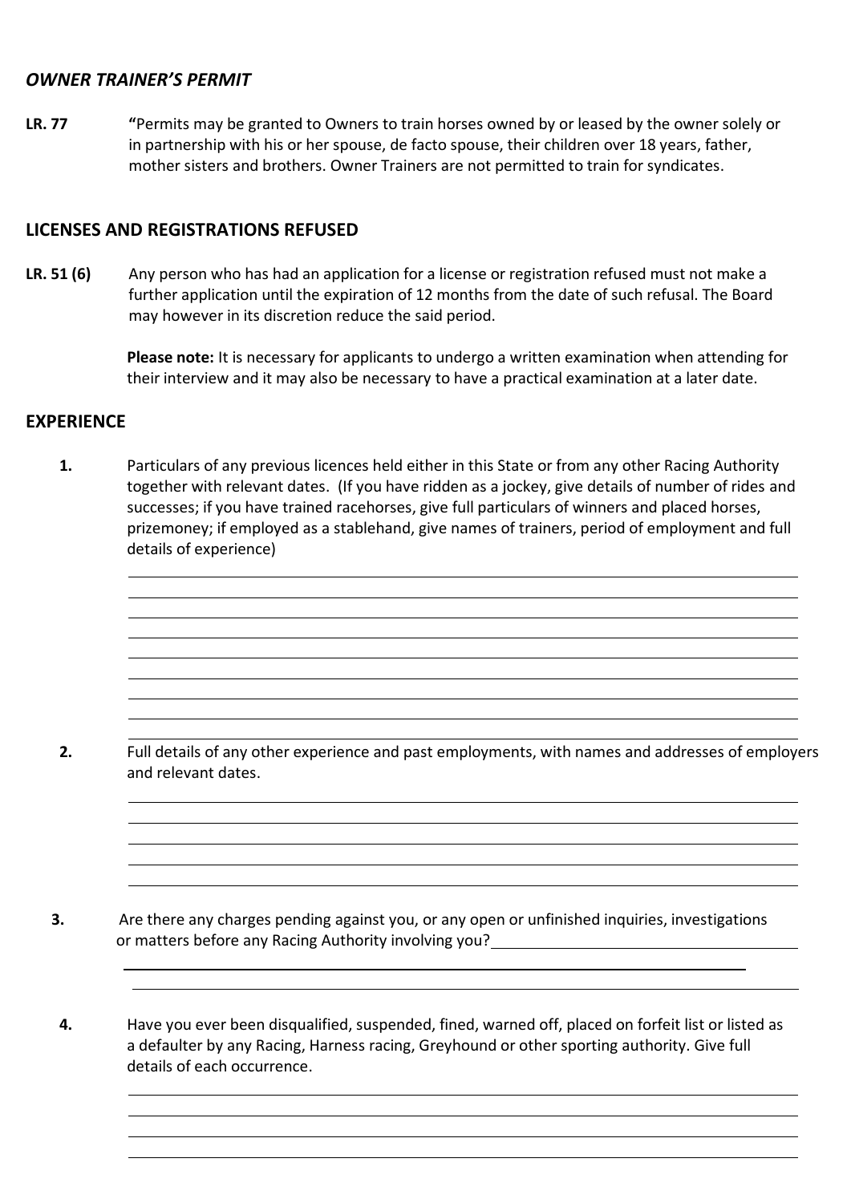## *OWNER TRAINER'S PERMIT*

**LR. 77** **"**Permits may be granted to Owners to train horses owned by or leased by the owner solely or in partnership with his or her spouse, de facto spouse, their children over 18 years, father, mother sisters and brothers. Owner Trainers are not permitted to train for syndicates.

## LICENSES AND REGISTRATIONS REFUSED

**LR. 51 (6)** Any person who has had an application for a license or registration refused must not make a further application until the expiration of 12 months from the date of such refusal. The Board may however in its discretion reduce the said period.

**Please note:** It is necessary for applicants to undergo a written examination when attending for their interview and it may also be necessary to have a practical examination at a later date.

## EXPERIENCE

**1.** Particulars of any previous licences held either in this State or from any other Racing Authority together with relevant dates. (If you have ridden as a jockey, give details of number of rides and successes; if you have trained racehorses, give full particulars of winners and placed horses, prizemoney; if employed as a stablehand, give names of trainers, period of employment and full details of experience)

______________________________________________________________________

______________________________________________________________________

______________________________________________________________________

______________________________________________________________________

______________________________________________________________________

______________________________________________________________________

______________________________________________________________________

______________________________________________________________________

**2.** Full details of any other experience and past employments, with names and addresses of employers and relevant dates.

______________________________________________________________________

______________________________________________________________________

______________________________________________________________________

______________________________________________________________________

______________________________________________________________________

**3.** Are there any charges pending against you, or any open or unfinished inquiries, investigations or matters before any Racing Authority involving you? ______________________

______________________________________________________________________

______________________________________________________________________

**4.** Have you ever been disqualified, suspended, fined, warned off, placed on forfeit list or listed as a defaulter by any Racing, Harness racing, Greyhound or other sporting authority. Give full details of each occurrence.

______________________________________________________________________

______________________________________________________________________

______________________________________________________________________

______________________________________________________________________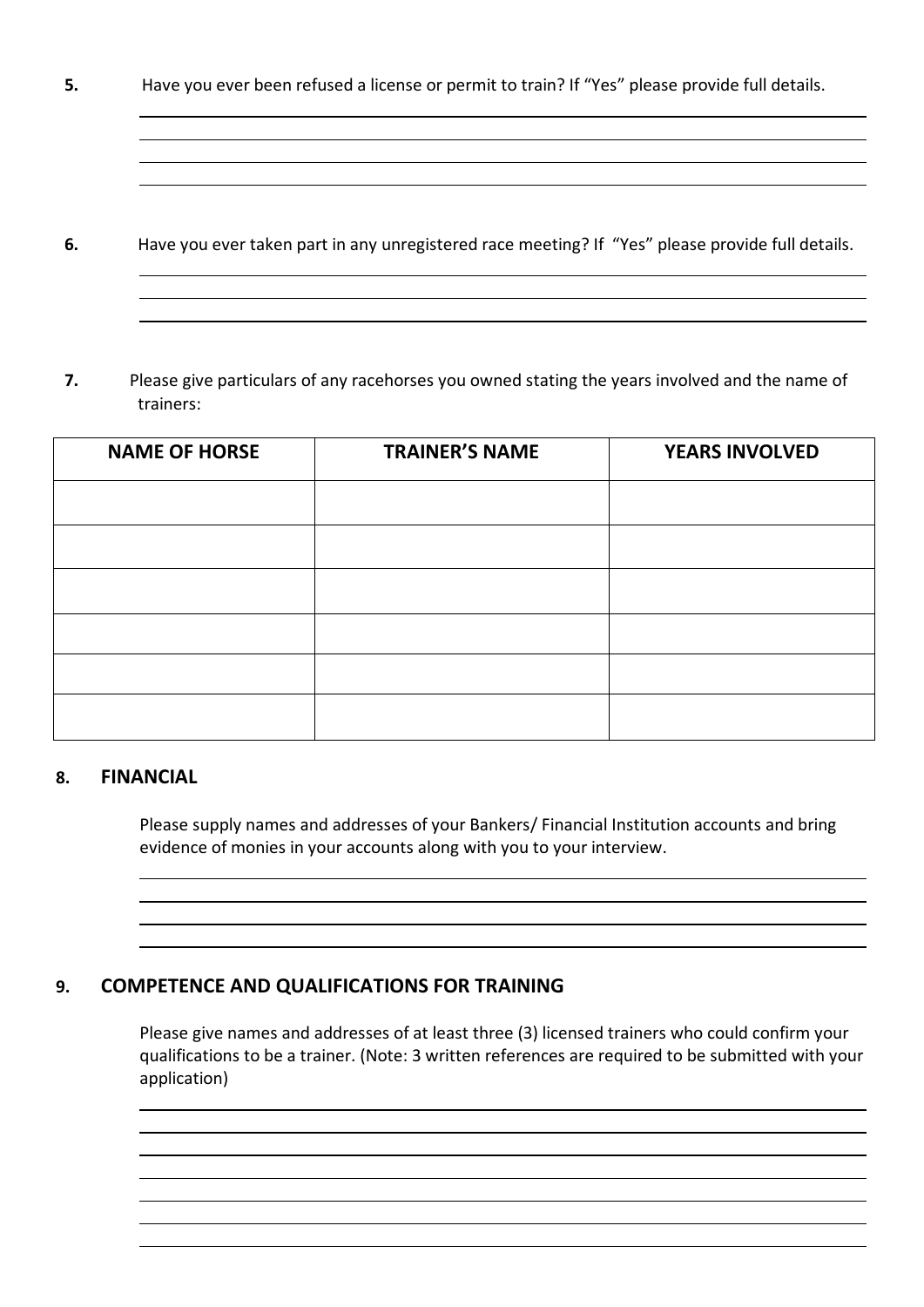**5.** Have you ever been refused a license or permit to train? If "Yes" please provide full details.

**6.** Have you ever taken part in any unregistered race meeting? If "Yes" please provide full details.

**7.** Please give particulars of any racehorses you owned stating the years involved and the name of trainers:

| NAME OF HORSE | TRAINER'S NAME | YEARS INVOLVED |
|---|---|---|
| | | |
| | | |
| | | |
| | | |
| | | |
| | | |

## 8. FINANCIAL

Please supply names and addresses of your Bankers/ Financial Institution accounts and bring evidence of monies in your accounts along with you to your interview.

## 9. COMPETENCE AND QUALIFICATIONS FOR TRAINING

Please give names and addresses of at least three (3) licensed trainers who could confirm your qualifications to be a trainer. (Note: 3 written references are required to be submitted with your application)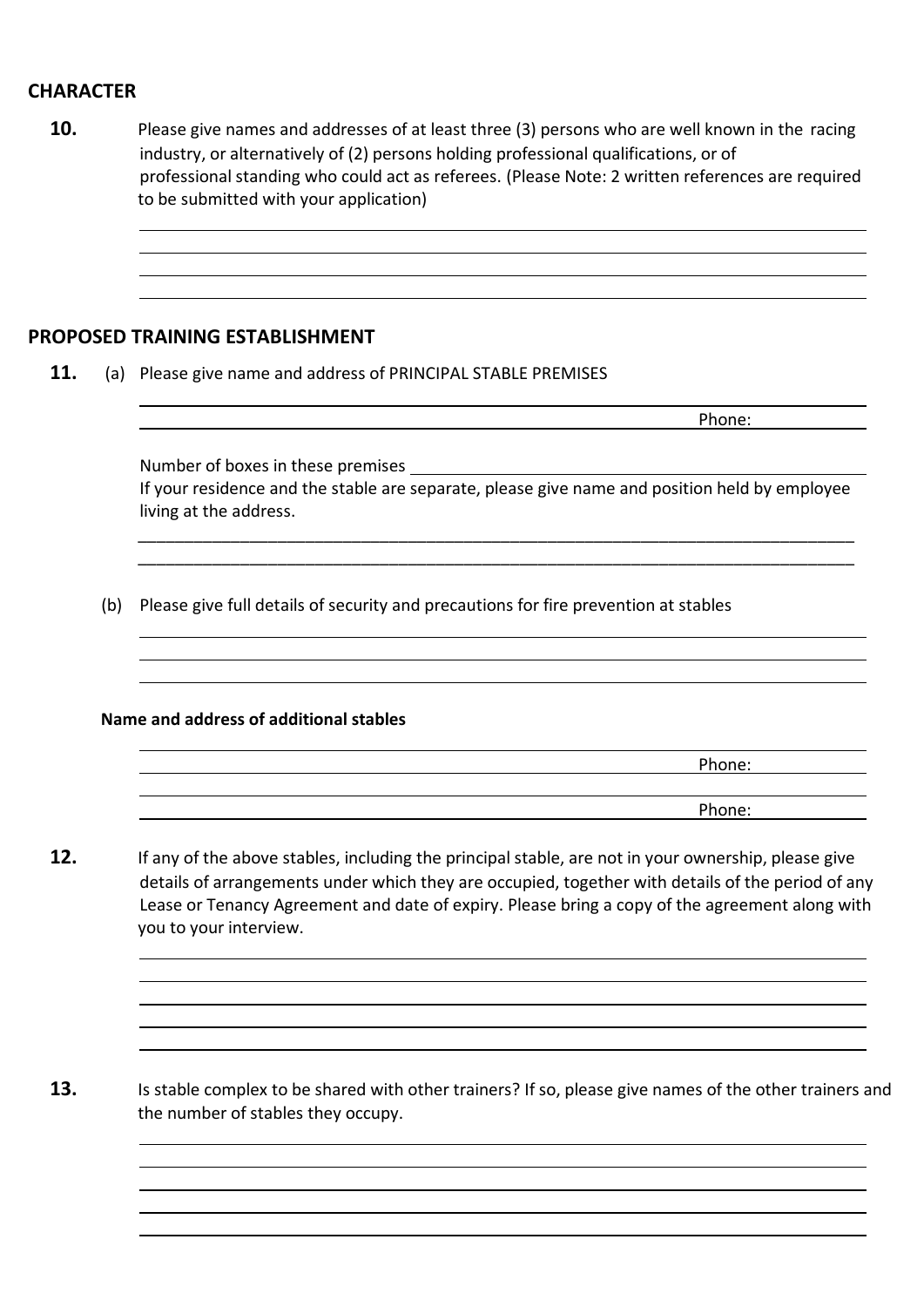## CHARACTER

**10.** Please give names and addresses of at least three (3) persons who are well known in the racing industry, or alternatively of (2) persons holding professional qualifications, or of professional standing who could act as referees. (Please Note: 2 written references are required to be submitted with your application)

______________________________________________________________________________

______________________________________________________________________________

______________________________________________________________________________

______________________________________________________________________________

## PROPOSED TRAINING ESTABLISHMENT

**11.** (a) Please give name and address of PRINCIPAL STABLE PREMISES

______________________________________________________________________________

______________________________________________________________ Phone: ____________

Number of boxes in these premises ______________________________________________

If your residence and the stable are separate, please give name and position held by employee living at the address.

______________________________________________________________________________

______________________________________________________________________________

(b) Please give full details of security and precautions for fire prevention at stables

______________________________________________________________________________

______________________________________________________________________________

______________________________________________________________________________

**Name and address of additional stables**

______________________________________________________________________________

______________________________________________________________ Phone: ____________

______________________________________________________________________________

______________________________________________________________ Phone: ____________

**12.** If any of the above stables, including the principal stable, are not in your ownership, please give details of arrangements under which they are occupied, together with details of the period of any Lease or Tenancy Agreement and date of expiry. Please bring a copy of the agreement along with you to your interview.

______________________________________________________________________________

______________________________________________________________________________

______________________________________________________________________________

______________________________________________________________________________

______________________________________________________________________________

**13.** Is stable complex to be shared with other trainers? If so, please give names of the other trainers and the number of stables they occupy.

______________________________________________________________________________

______________________________________________________________________________

______________________________________________________________________________

______________________________________________________________________________

______________________________________________________________________________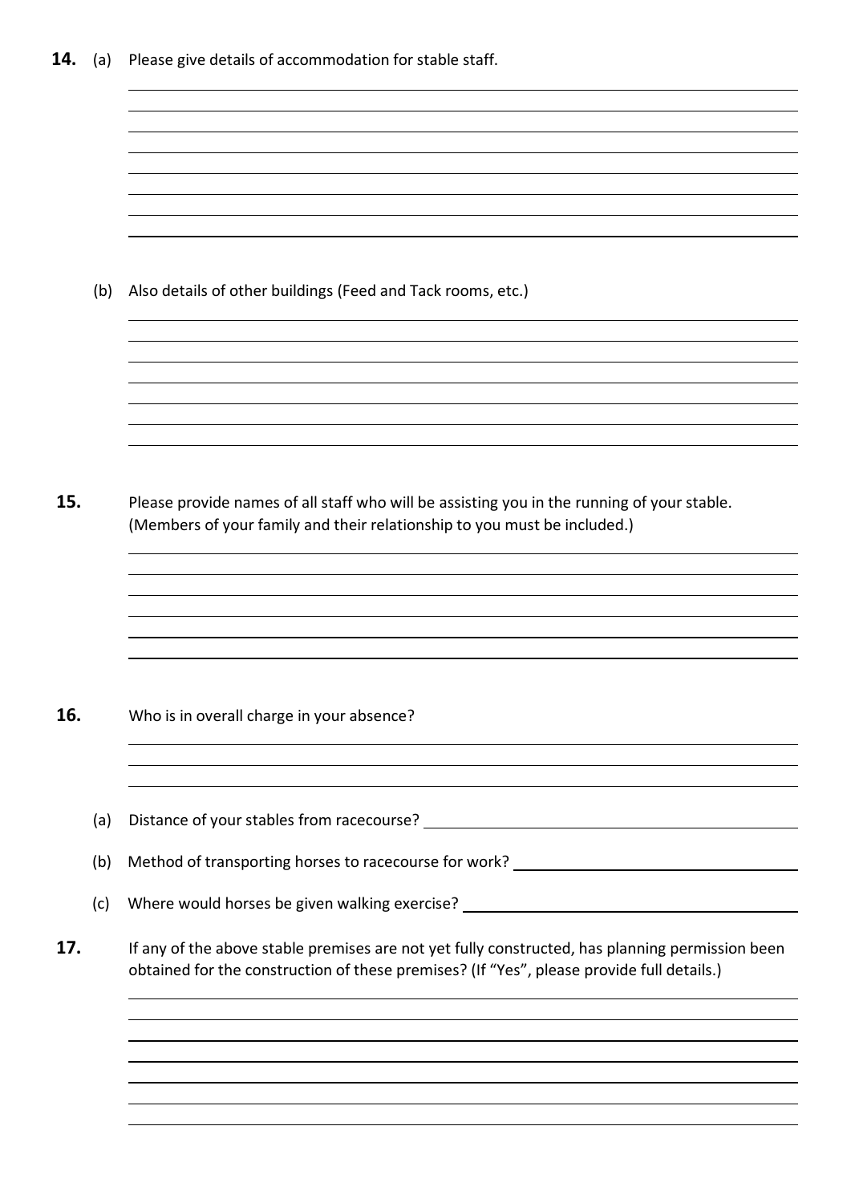**14.** (a) Please give details of accommodation for stable staff.

(b) Also details of other buildings (Feed and Tack rooms, etc.)

**15.** Please provide names of all staff who will be assisting you in the running of your stable. (Members of your family and their relationship to you must be included.)

**16.** Who is in overall charge in your absence?

(a) Distance of your stables from racecourse?

(b) Method of transporting horses to racecourse for work?

(c) Where would horses be given walking exercise?

**17.** If any of the above stable premises are not yet fully constructed, has planning permission been obtained for the construction of these premises? (If "Yes", please provide full details.)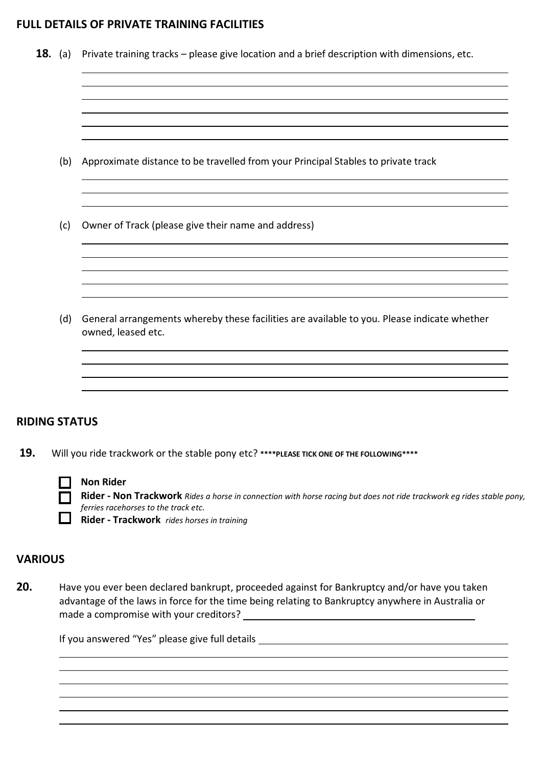## FULL DETAILS OF PRIVATE TRAINING FACILITIES

**18.** (a) Private training tracks – please give location and a brief description with dimensions, etc.

(b) Approximate distance to be travelled from your Principal Stables to private track

(c) Owner of Track (please give their name and address)

(d) General arrangements whereby these facilities are available to you. Please indicate whether owned, leased etc.

## RIDING STATUS

**19.** Will you ride trackwork or the stable pony etc? **\*\*\*\*PLEASE TICK ONE OF THE FOLLOWING\*\*\*\***

☐ **Non Rider**

☐ **Rider - Non Trackwork** *Rides a horse in connection with horse racing but does not ride trackwork eg rides stable pony, ferries racehorses to the track etc.*

☐ **Rider - Trackwork** *rides horses in training*

## VARIOUS

**20.** Have you ever been declared bankrupt, proceeded against for Bankruptcy and/or have you taken advantage of the laws in force for the time being relating to Bankruptcy anywhere in Australia or made a compromise with your creditors? ______________________

If you answered "Yes" please give full details ______________________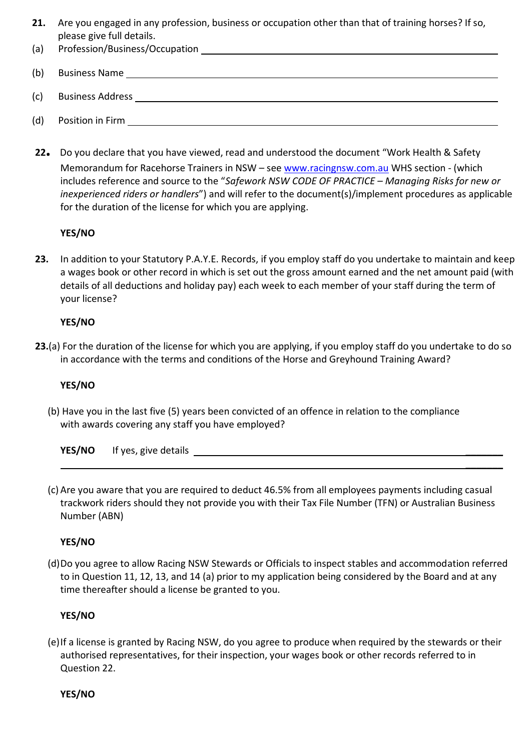**21.** Are you engaged in any profession, business or occupation other than that of training horses? If so, please give full details.

(a) Profession/Business/Occupation ______________________________

(b) Business Name ______________________________

(c) Business Address ______________________________

(d) Position in Firm ______________________________

**22.** Do you declare that you have viewed, read and understood the document "Work Health & Safety Memorandum for Racehorse Trainers in NSW – see www.racingnsw.com.au WHS section - (which includes reference and source to the "*Safework NSW CODE OF PRACTICE – Managing Risks for new or inexperienced riders or handlers*") and will refer to the document(s)/implement procedures as applicable for the duration of the license for which you are applying.

**YES/NO**

**23.** In addition to your Statutory P.A.Y.E. Records, if you employ staff do you undertake to maintain and keep a wages book or other record in which is set out the gross amount earned and the net amount paid (with details of all deductions and holiday pay) each week to each member of your staff during the term of your license?

**YES/NO**

**23.**(a) For the duration of the license for which you are applying, if you employ staff do you undertake to do so in accordance with the terms and conditions of the Horse and Greyhound Training Award?

**YES/NO**

(b) Have you in the last five (5) years been convicted of an offence in relation to the compliance with awards covering any staff you have employed?

**YES/NO** If yes, give details ______________________________

______________________________

(c) Are you aware that you are required to deduct 46.5% from all employees payments including casual trackwork riders should they not provide you with their Tax File Number (TFN) or Australian Business Number (ABN)

**YES/NO**

(d) Do you agree to allow Racing NSW Stewards or Officials to inspect stables and accommodation referred to in Question 11, 12, 13, and 14 (a) prior to my application being considered by the Board and at any time thereafter should a license be granted to you.

**YES/NO**

(e) If a license is granted by Racing NSW, do you agree to produce when required by the stewards or their authorised representatives, for their inspection, your wages book or other records referred to in Question 22.

**YES/NO**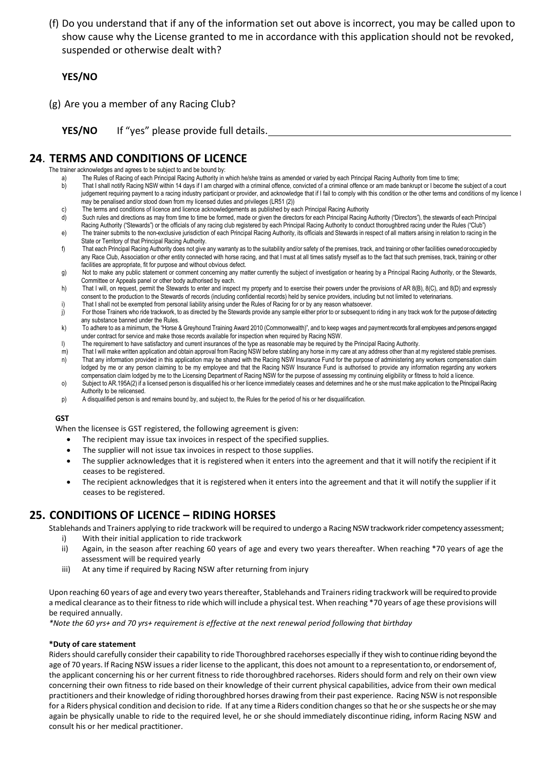(f) Do you understand that if any of the information set out above is incorrect, you may be called upon to show cause why the License granted to me in accordance with this application should not be revoked, suspended or otherwise dealt with?

**YES/NO**

(g) Are you a member of any Racing Club?

**YES/NO** If "yes" please provide full details.\_\_\_\_\_\_\_\_\_\_\_\_\_\_\_\_\_\_\_\_\_\_\_\_\_\_\_\_\_\_\_\_\_\_\_\_\_\_\_\_\_\_\_\_

## 24. TERMS AND CONDITIONS OF LICENCE

The trainer acknowledges and agrees to be subject to and be bound by:

a) The Rules of Racing of each Principal Racing Authority in which he/she trains as amended or varied by each Principal Racing Authority from time to time;
b) That I shall notify Racing NSW within 14 days if I am charged with a criminal offence, convicted of a criminal offence or am made bankrupt or I become the subject of a court judgement requiring payment to a racing industry participant or provider, and acknowledge that if I fail to comply with this condition or the other terms and conditions of my licence I may be penalised and/or stood down from my licensed duties and privileges (LR51 (2))
c) The terms and conditions of licence and licence acknowledgements as published by each Principal Racing Authority
d) Such rules and directions as may from time to time be formed, made or given the directors for each Principal Racing Authority ("Directors"), the stewards of each Principal Racing Authority ("Stewards") or the officials of any racing club registered by each Principal Racing Authority to conduct thoroughbred racing under the Rules ("Club")
e) The trainer submits to the non-exclusive jurisdiction of each Principal Racing Authority, its officials and Stewards in respect of all matters arising in relation to racing in the State or Territory of that Principal Racing Authority.
f) That each Principal Racing Authority does not give any warranty as to the suitability and/or safety of the premises, track, and training or other facilities owned or occupied by any Race Club, Association or other entity connected with horse racing, and that I must at all times satisfy myself as to the fact that such premises, track, training or other facilities are appropriate, fit for purpose and without obvious defect.
g) Not to make any public statement or comment concerning any matter currently the subject of investigation or hearing by a Principal Racing Authority, or the Stewards, Committee or Appeals panel or other body authorised by each.
h) That I will, on request, permit the Stewards to enter and inspect my property and to exercise their powers under the provisions of AR 8(B), 8(C), and 8(D) and expressly consent to the production to the Stewards of records (including confidential records) held by service providers, including but not limited to veterinarians.
i) That I shall not be exempted from personal liability arising under the Rules of Racing for or by any reason whatsoever.
j) For those Trainers who ride trackwork, to as directed by the Stewards provide any sample either prior to or subsequent to riding in any track work for the purpose of detecting any substance banned under the Rules.
k) To adhere to as a minimum, the "Horse & Greyhound Training Award 2010 (Commonwealth)", and to keep wages and payment records for all employees and persons engaged under contract for service and make those records available for inspection when required by Racing NSW.
l) The requirement to have satisfactory and current insurances of the type as reasonable may be required by the Principal Racing Authority.
m) That I will make written application and obtain approval from Racing NSW before stabling any horse in my care at any address other than at my registered stable premises.
n) That any information provided in this application may be shared with the Racing NSW Insurance Fund for the purpose of administering any workers compensation claim lodged by me or any person claiming to be my employee and that the Racing NSW Insurance Fund is authorised to provide any information regarding any workers compensation claim lodged by me to the Licensing Department of Racing NSW for the purpose of assessing my continuing eligibility or fitness to hold a licence.
o) Subject to AR.195A(2) if a licensed person is disqualified his or her licence immediately ceases and determines and he or she must make application to the Principal Racing Authority to be relicensed.
p) A disqualified person is and remains bound by, and subject to, the Rules for the period of his or her disqualification.

**GST**

When the licensee is GST registered, the following agreement is given:

- The recipient may issue tax invoices in respect of the specified supplies.
- The supplier will not issue tax invoices in respect to those supplies.
- The supplier acknowledges that it is registered when it enters into the agreement and that it will notify the recipient if it ceases to be registered.
- The recipient acknowledges that it is registered when it enters into the agreement and that it will notify the supplier if it ceases to be registered.

## 25. CONDITIONS OF LICENCE – RIDING HORSES

Stablehands and Trainers applying to ride trackwork will be required to undergo a Racing NSW trackwork rider competency assessment;

i) With their initial application to ride trackwork
ii) Again, in the season after reaching 60 years of age and every two years thereafter. When reaching *70 years of age the assessment will be required yearly
iii) At any time if required by Racing NSW after returning from injury

Upon reaching 60 years of age and every two years thereafter, Stablehands and Trainers riding trackwork will be required to provide a medical clearance as to their fitness to ride which will include a physical test. When reaching *70 years of age these provisions will be required annually.

*\*Note the 60 yrs+ and 70 yrs+ requirement is effective at the next renewal period following that birthday*

**\*Duty of care statement**

Riders should carefully consider their capability to ride Thoroughbred racehorses especially if they wish to continue riding beyond the age of 70 years. If Racing NSW issues a rider license to the applicant, this does not amount to a representation to, or endorsement of, the applicant concerning his or her current fitness to ride thoroughbred racehorses. Riders should form and rely on their own view concerning their own fitness to ride based on their knowledge of their current physical capabilities, advice from their own medical practitioners and their knowledge of riding thoroughbred horses drawing from their past experience. Racing NSW is not responsible for a Riders physical condition and decision to ride. If at any time a Riders condition changes so that he or she suspects he or she may again be physically unable to ride to the required level, he or she should immediately discontinue riding, inform Racing NSW and consult his or her medical practitioner.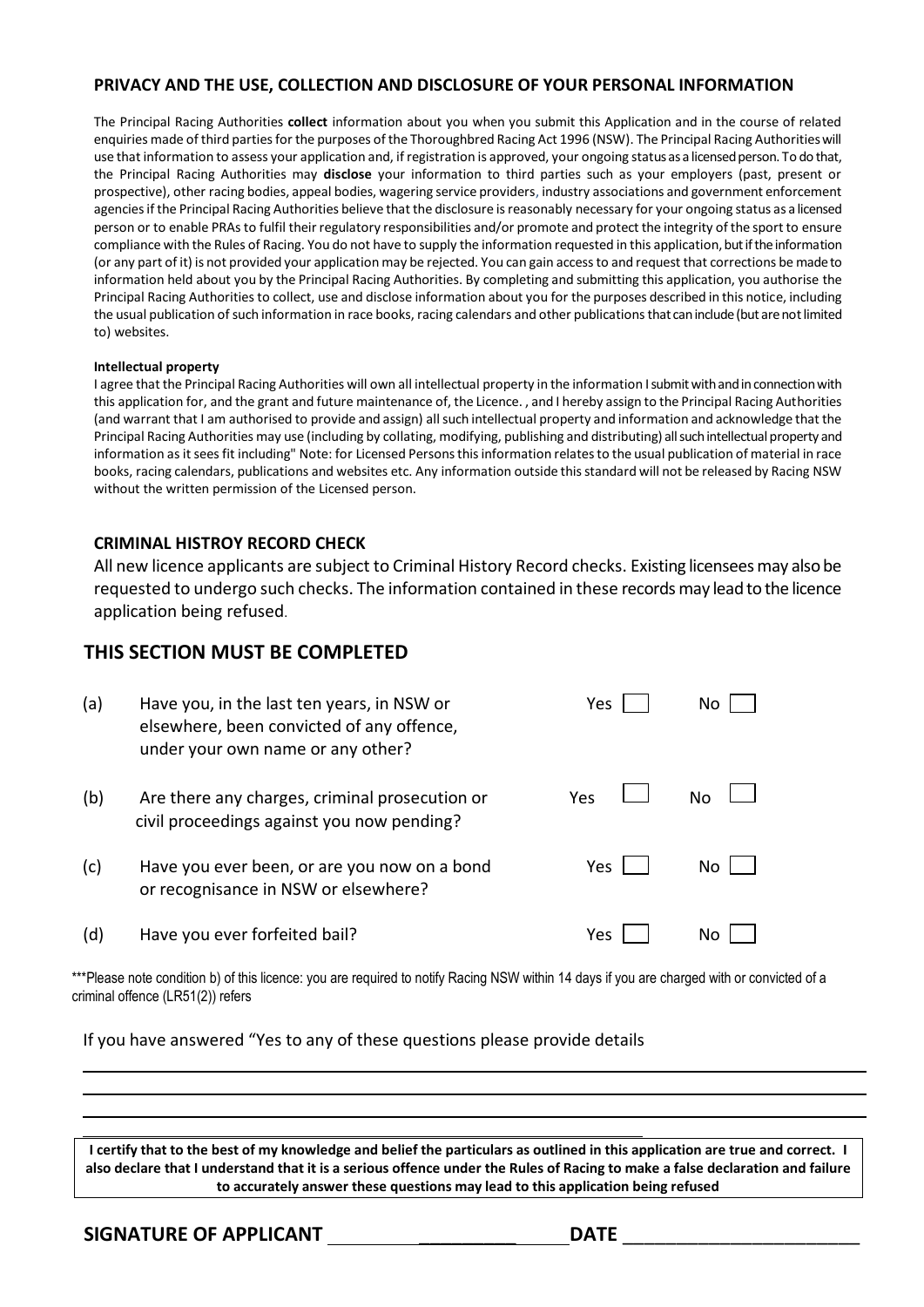## PRIVACY AND THE USE, COLLECTION AND DISCLOSURE OF YOUR PERSONAL INFORMATION

The Principal Racing Authorities **collect** information about you when you submit this Application and in the course of related enquiries made of third parties for the purposes of the Thoroughbred Racing Act 1996 (NSW). The Principal Racing Authorities will use that information to assess your application and, if registration is approved, your ongoing status as a licensed person. To do that, the Principal Racing Authorities may **disclose** your information to third parties such as your employers (past, present or prospective), other racing bodies, appeal bodies, wagering service providers, industry associations and government enforcement agencies if the Principal Racing Authorities believe that the disclosure is reasonably necessary for your ongoing status as a licensed person or to enable PRAs to fulfil their regulatory responsibilities and/or promote and protect the integrity of the sport to ensure compliance with the Rules of Racing. You do not have to supply the information requested in this application, but if the information (or any part of it) is not provided your application may be rejected. You can gain access to and request that corrections be made to information held about you by the Principal Racing Authorities. By completing and submitting this application, you authorise the Principal Racing Authorities to collect, use and disclose information about you for the purposes described in this notice, including the usual publication of such information in race books, racing calendars and other publications that can include (but are not limited to) websites.

**Intellectual property**

I agree that the Principal Racing Authorities will own all intellectual property in the information I submit with and in connection with this application for, and the grant and future maintenance of, the Licence. , and I hereby assign to the Principal Racing Authorities (and warrant that I am authorised to provide and assign) all such intellectual property and information and acknowledge that the Principal Racing Authorities may use (including by collating, modifying, publishing and distributing) all such intellectual property and information as it sees fit including" Note: for Licensed Persons this information relates to the usual publication of material in race books, racing calendars, publications and websites etc. Any information outside this standard will not be released by Racing NSW without the written permission of the Licensed person.

## CRIMINAL HISTROY RECORD CHECK

All new licence applicants are subject to Criminal History Record checks. Existing licensees may also be requested to undergo such checks. The information contained in these records may lead to the licence application being refused.

## THIS SECTION MUST BE COMPLETED

| | | | |
|---|---|---|---|
| (a) | Have you, in the last ten years, in NSW or elsewhere, been convicted of any offence, under your own name or any other? | Yes ☐ | No ☐ |
| (b) | Are there any charges, criminal prosecution or civil proceedings against you now pending? | Yes ☐ | No ☐ |
| (c) | Have you ever been, or are you now on a bond or recognisance in NSW or elsewhere? | Yes ☐ | No ☐ |
| (d) | Have you ever forfeited bail? | Yes ☐ | No ☐ |

***Please note condition b) of this licence: you are required to notify Racing NSW within 14 days if you are charged with or convicted of a criminal offence (LR51(2)) refers

If you have answered "Yes to any of these questions please provide details

______________________________________________________________________

______________________________________________________________________

______________________________________________________________________

______________________________________________________________________

**I certify that to the best of my knowledge and belief the particulars as outlined in this application are true and correct. I also declare that I understand that it is a serious offence under the Rules of Racing to make a false declaration and failure to accurately answer these questions may lead to this application being refused**

**SIGNATURE OF APPLICANT** ____________________ **DATE** ______________________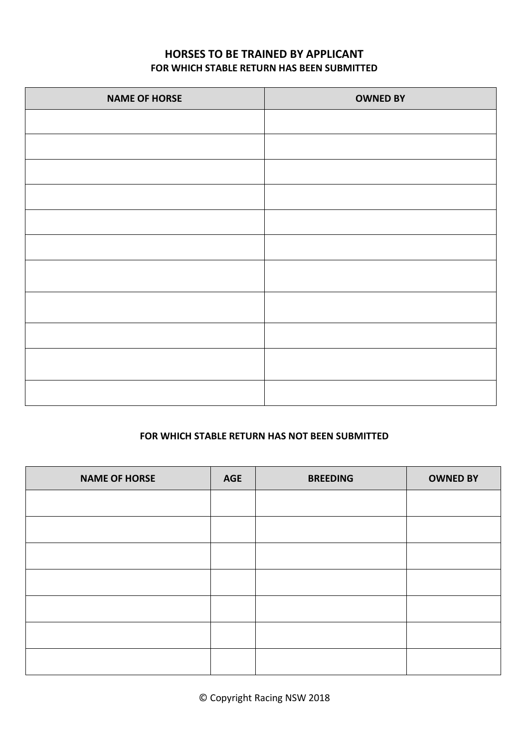## HORSES TO BE TRAINED BY APPLICANT

### FOR WHICH STABLE RETURN HAS BEEN SUBMITTED

| NAME OF HORSE | OWNED BY |
|---|---|
| | |
| | |
| | |
| | |
| | |
| | |
| | |
| | |
| | |
| | |
| | |

### FOR WHICH STABLE RETURN HAS NOT BEEN SUBMITTED

| NAME OF HORSE | AGE | BREEDING | OWNED BY |
|---|---|---|---|
| | | | |
| | | | |
| | | | |
| | | | |
| | | | |
| | | | |
| | | | |

© Copyright Racing NSW 2018